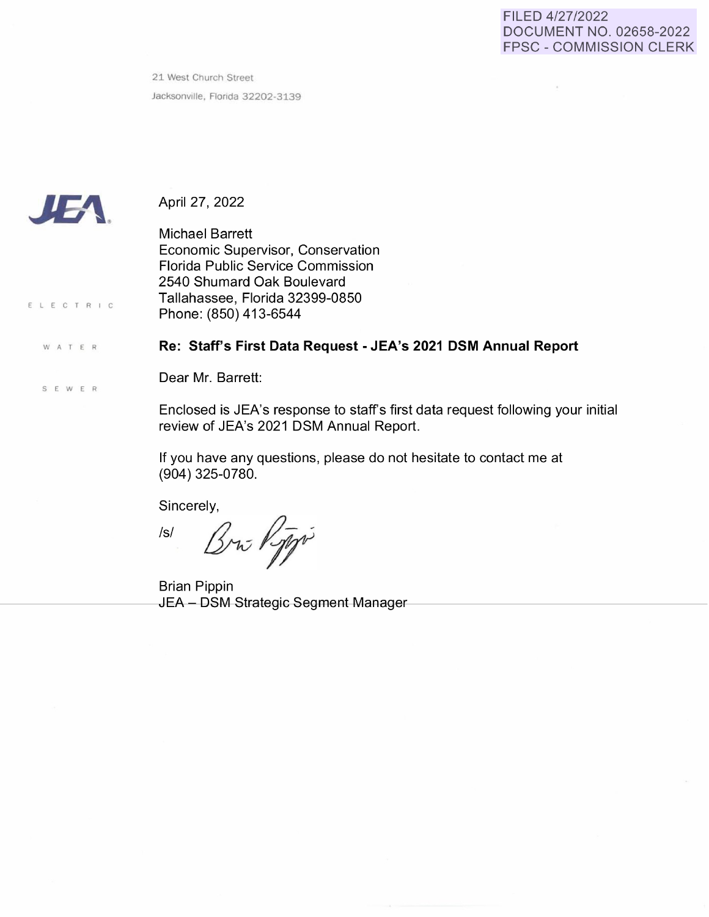FILED 4/27/2022
DOCUMENT NO. 02658-2022
FPSC - COMMISSION CLERK

21 West Church Street
Jacksonville, Florida 32202-3139

JEA

ELECTRIC

WATER

SEWER

April 27, 2022

Michael Barrett
Economic Supervisor, Conservation
Florida Public Service Commission
2540 Shumard Oak Boulevard
Tallahassee, Florida 32399-0850
Phone: (850) 413-6544

**Re: Staff's First Data Request - JEA's 2021 DSM Annual Report**

Dear Mr. Barrett:

Enclosed is JEA's response to staff's first data request following your initial review of JEA's 2021 DSM Annual Report.

If you have any questions, please do not hesitate to contact me at (904) 325-0780.

Sincerely,

/s/

Brian Pippin
JEA – DSM Strategic Segment Manager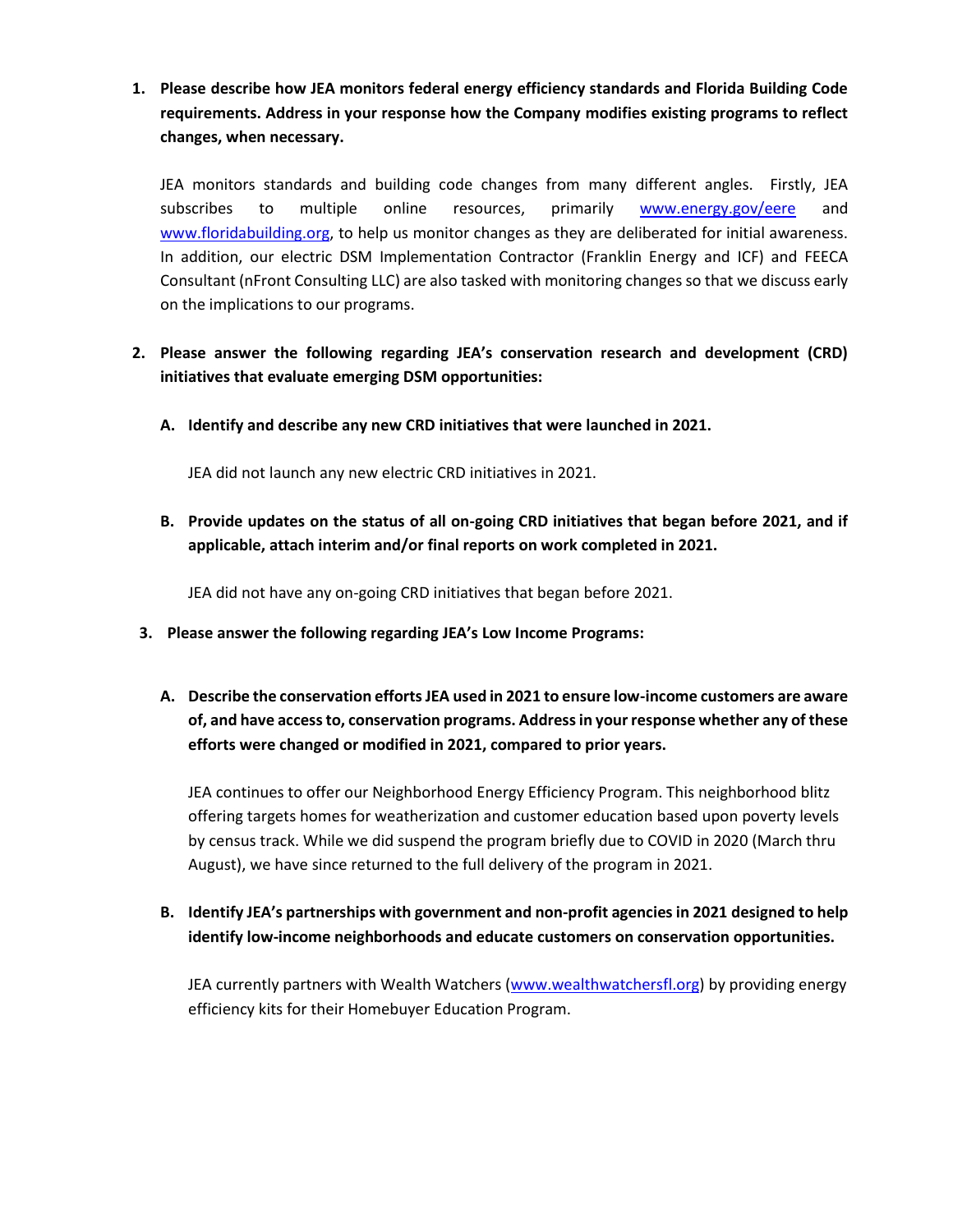1. **Please describe how JEA monitors federal energy efficiency standards and Florida Building Code requirements. Address in your response how the Company modifies existing programs to reflect changes, when necessary.**

   JEA monitors standards and building code changes from many different angles. Firstly, JEA subscribes to multiple online resources, primarily [www.energy.gov/eere](www.energy.gov/eere) and [www.floridabuilding.org](www.floridabuilding.org), to help us monitor changes as they are deliberated for initial awareness. In addition, our electric DSM Implementation Contractor (Franklin Energy and ICF) and FEECA Consultant (nFront Consulting LLC) are also tasked with monitoring changes so that we discuss early on the implications to our programs.

2. **Please answer the following regarding JEA's conservation research and development (CRD) initiatives that evaluate emerging DSM opportunities:**

   A. **Identify and describe any new CRD initiatives that were launched in 2021.**

      JEA did not launch any new electric CRD initiatives in 2021.

   B. **Provide updates on the status of all on-going CRD initiatives that began before 2021, and if applicable, attach interim and/or final reports on work completed in 2021.**

      JEA did not have any on-going CRD initiatives that began before 2021.

3. **Please answer the following regarding JEA's Low Income Programs:**

   A. **Describe the conservation efforts JEA used in 2021 to ensure low-income customers are aware of, and have access to, conservation programs. Address in your response whether any of these efforts were changed or modified in 2021, compared to prior years.**

      JEA continues to offer our Neighborhood Energy Efficiency Program. This neighborhood blitz offering targets homes for weatherization and customer education based upon poverty levels by census track. While we did suspend the program briefly due to COVID in 2020 (March thru August), we have since returned to the full delivery of the program in 2021.

   B. **Identify JEA's partnerships with government and non-profit agencies in 2021 designed to help identify low-income neighborhoods and educate customers on conservation opportunities.**

      JEA currently partners with Wealth Watchers ([www.wealthwatchersfl.org](www.wealthwatchersfl.org)) by providing energy efficiency kits for their Homebuyer Education Program.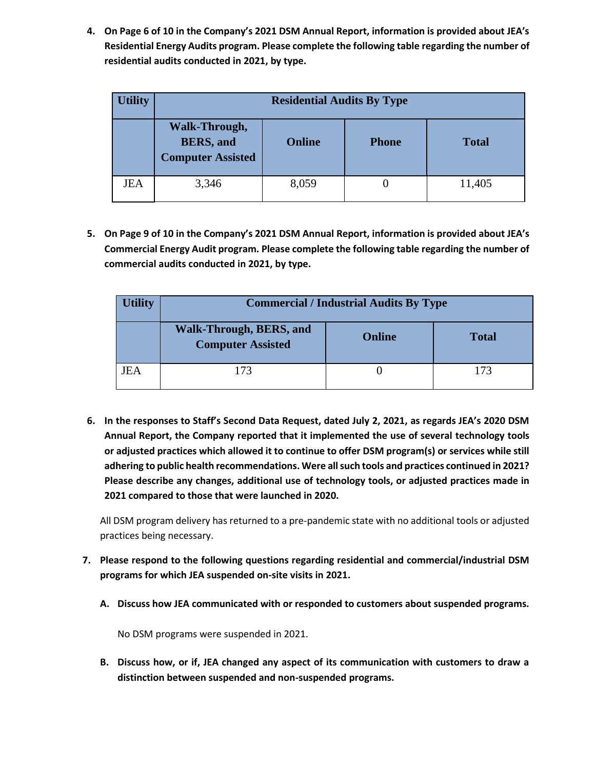4. **On Page 6 of 10 in the Company's 2021 DSM Annual Report, information is provided about JEA's Residential Energy Audits program. Please complete the following table regarding the number of residential audits conducted in 2021, by type.**

| Utility | Residential Audits By Type | | | |
|---|---|---|---|---|
| | Walk-Through, BERS, and Computer Assisted | Online | Phone | Total |
| JEA | 3,346 | 8,059 | 0 | 11,405 |

5. **On Page 9 of 10 in the Company's 2021 DSM Annual Report, information is provided about JEA's Commercial Energy Audit program. Please complete the following table regarding the number of commercial audits conducted in 2021, by type.**

| Utility | Commercial / Industrial Audits By Type | | |
|---|---|---|---|
| | Walk-Through, BERS, and Computer Assisted | Online | Total |
| JEA | 173 | 0 | 173 |

6. **In the responses to Staff's Second Data Request, dated July 2, 2021, as regards JEA's 2020 DSM Annual Report, the Company reported that it implemented the use of several technology tools or adjusted practices which allowed it to continue to offer DSM program(s) or services while still adhering to public health recommendations. Were all such tools and practices continued in 2021? Please describe any changes, additional use of technology tools, or adjusted practices made in 2021 compared to those that were launched in 2020.**

   All DSM program delivery has returned to a pre-pandemic state with no additional tools or adjusted practices being necessary.

7. **Please respond to the following questions regarding residential and commercial/industrial DSM programs for which JEA suspended on-site visits in 2021.**

   A. **Discuss how JEA communicated with or responded to customers about suspended programs.**

      No DSM programs were suspended in 2021.

   B. **Discuss how, or if, JEA changed any aspect of its communication with customers to draw a distinction between suspended and non-suspended programs.**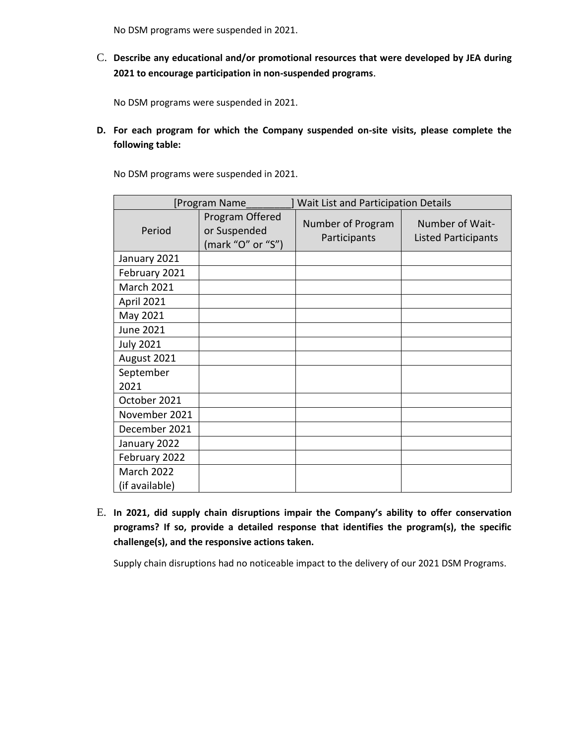No DSM programs were suspended in 2021.

C. **Describe any educational and/or promotional resources that were developed by JEA during 2021 to encourage participation in non-suspended programs**.

No DSM programs were suspended in 2021.

**D. For each program for which the Company suspended on-site visits, please complete the following table:**

No DSM programs were suspended in 2021.

| [Program Name________] Wait List and Participation Details | | | |
|---|---|---|---|
| Period | Program Offered or Suspended (mark "O" or "S") | Number of Program Participants | Number of Wait-Listed Participants |
| January 2021 | | | |
| February 2021 | | | |
| March 2021 | | | |
| April 2021 | | | |
| May 2021 | | | |
| June 2021 | | | |
| July 2021 | | | |
| August 2021 | | | |
| September 2021 | | | |
| October 2021 | | | |
| November 2021 | | | |
| December 2021 | | | |
| January 2022 | | | |
| February 2022 | | | |
| March 2022 (if available) | | | |

E. **In 2021, did supply chain disruptions impair the Company's ability to offer conservation programs? If so, provide a detailed response that identifies the program(s), the specific challenge(s), and the responsive actions taken.**

Supply chain disruptions had no noticeable impact to the delivery of our 2021 DSM Programs.